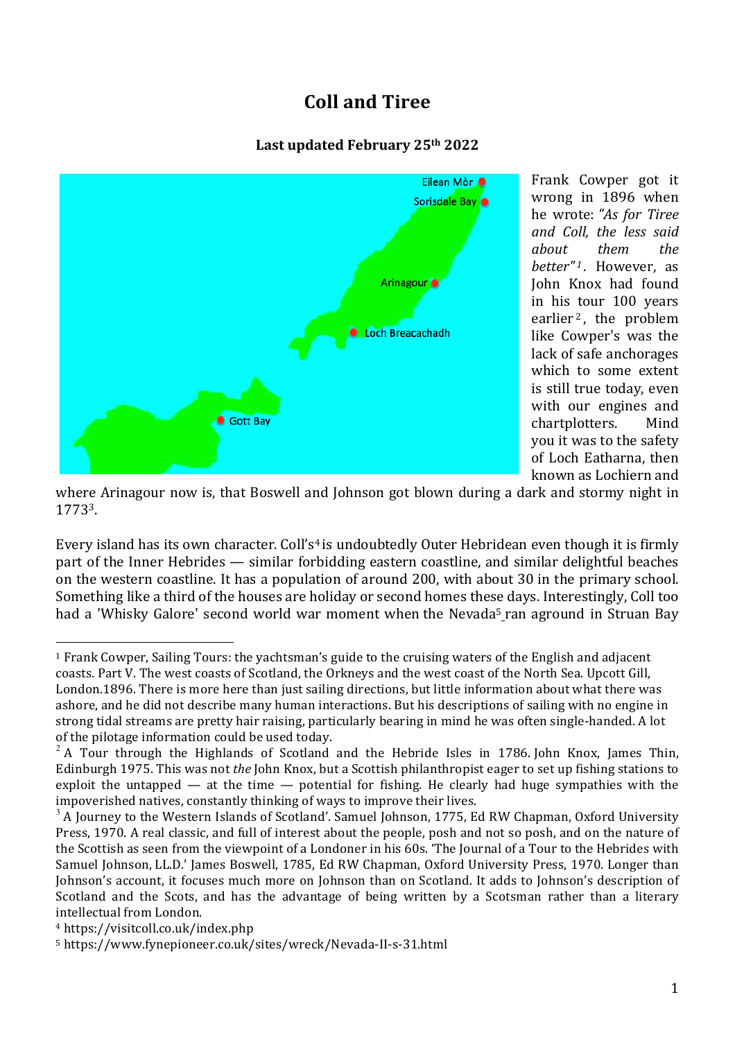# Coll and Tiree

**Last updated February 25th 2022**

Frank Cowper got it wrong in 1896 when he wrote: *"As for Tiree and Coll, the less said about them the better"*[1]. However, as John Knox had found in his tour 100 years earlier[2], the problem like Cowper's was the lack of safe anchorages which to some extent is still true today, even with our engines and chartplotters. Mind you it was to the safety of Loch Eatharna, then known as Lochiern and where Arinagour now is, that Boswell and Johnson got blown during a dark and stormy night in 1773[3].

Every island has its own character. Coll's[4] is undoubtedly Outer Hebridean even though it is firmly part of the Inner Hebrides — similar forbidding eastern coastline, and similar delightful beaches on the western coastline. It has a population of around 200, with about 30 in the primary school. Something like a third of the houses are holiday or second homes these days. Interestingly, Coll too had a 'Whisky Galore' second world war moment when the Nevada[5] ran aground in Struan Bay

---

[1] Frank Cowper, Sailing Tours: the yachtsman's guide to the cruising waters of the English and adjacent coasts. Part V. The west coasts of Scotland, the Orkneys and the west coast of the North Sea. Upcott Gill, London.1896. There is more here than just sailing directions, but little information about what there was ashore, and he did not describe many human interactions. But his descriptions of sailing with no engine in strong tidal streams are pretty hair raising, particularly bearing in mind he was often single-handed. A lot of the pilotage information could be used today.

[2] A Tour through the Highlands of Scotland and the Hebride Isles in 1786. John Knox, James Thin, Edinburgh 1975. This was not *the* John Knox, but a Scottish philanthropist eager to set up fishing stations to exploit the untapped — at the time — potential for fishing. He clearly had huge sympathies with the impoverished natives, constantly thinking of ways to improve their lives.

[3] A Journey to the Western Islands of Scotland'. Samuel Johnson, 1775, Ed RW Chapman, Oxford University Press, 1970. A real classic, and full of interest about the people, posh and not so posh, and on the nature of the Scottish as seen from the viewpoint of a Londoner in his 60s. 'The Journal of a Tour to the Hebrides with Samuel Johnson, LL.D.' James Boswell, 1785, Ed RW Chapman, Oxford University Press, 1970. Longer than Johnson's account, it focuses much more on Johnson than on Scotland. It adds to Johnson's description of Scotland and the Scots, and has the advantage of being written by a Scotsman rather than a literary intellectual from London.

[4] https://visitcoll.co.uk/index.php

[5] https://www.fynepioneer.co.uk/sites/wreck/Nevada-II-s-31.html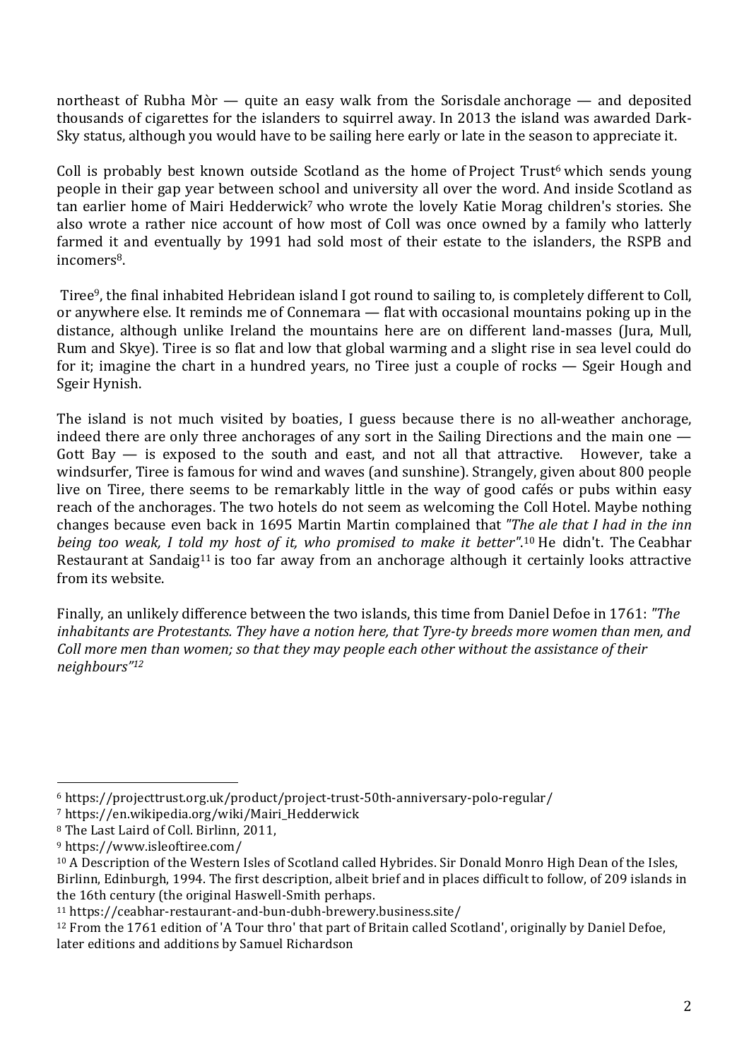northeast of Rubha Mòr — quite an easy walk from the Sorisdale anchorage — and deposited thousands of cigarettes for the islanders to squirrel away. In 2013 the island was awarded Dark-Sky status, although you would have to be sailing here early or late in the season to appreciate it.

Coll is probably best known outside Scotland as the home of Project Trust[6] which sends young people in their gap year between school and university all over the word. And inside Scotland as tan earlier home of Mairi Hedderwick[7] who wrote the lovely Katie Morag children's stories. She also wrote a rather nice account of how most of Coll was once owned by a family who latterly farmed it and eventually by 1991 had sold most of their estate to the islanders, the RSPB and incomers[8].

Tiree[9], the final inhabited Hebridean island I got round to sailing to, is completely different to Coll, or anywhere else. It reminds me of Connemara — flat with occasional mountains poking up in the distance, although unlike Ireland the mountains here are on different land-masses (Jura, Mull, Rum and Skye). Tiree is so flat and low that global warming and a slight rise in sea level could do for it; imagine the chart in a hundred years, no Tiree just a couple of rocks — Sgeir Hough and Sgeir Hynish.

The island is not much visited by boaties, I guess because there is no all-weather anchorage, indeed there are only three anchorages of any sort in the Sailing Directions and the main one — Gott Bay — is exposed to the south and east, and not all that attractive. However, take a windsurfer, Tiree is famous for wind and waves (and sunshine). Strangely, given about 800 people live on Tiree, there seems to be remarkably little in the way of good cafés or pubs within easy reach of the anchorages. The two hotels do not seem as welcoming the Coll Hotel. Maybe nothing changes because even back in 1695 Martin Martin complained that *"The ale that I had in the inn being too weak, I told my host of it, who promised to make it better"*.[10] He didn't. The Ceabhar Restaurant at Sandaig[11] is too far away from an anchorage although it certainly looks attractive from its website.

Finally, an unlikely difference between the two islands, this time from Daniel Defoe in 1761: *"The inhabitants are Protestants. They have a notion here, that Tyre-ty breeds more women than men, and Coll more men than women; so that they may people each other without the assistance of their neighbours"*[12]

---

[6] https://projecttrust.org.uk/product/project-trust-50th-anniversary-polo-regular/

[7] https://en.wikipedia.org/wiki/Mairi_Hedderwick

[8] The Last Laird of Coll. Birlinn, 2011,

[9] https://www.isleoftiree.com/

[10] A Description of the Western Isles of Scotland called Hybrides. Sir Donald Monro High Dean of the Isles, Birlinn, Edinburgh, 1994. The first description, albeit brief and in places difficult to follow, of 209 islands in the 16th century (the original Haswell-Smith perhaps.

[11] https://ceabhar-restaurant-and-bun-dubh-brewery.business.site/

[12] From the 1761 edition of 'A Tour thro' that part of Britain called Scotland', originally by Daniel Defoe, later editions and additions by Samuel Richardson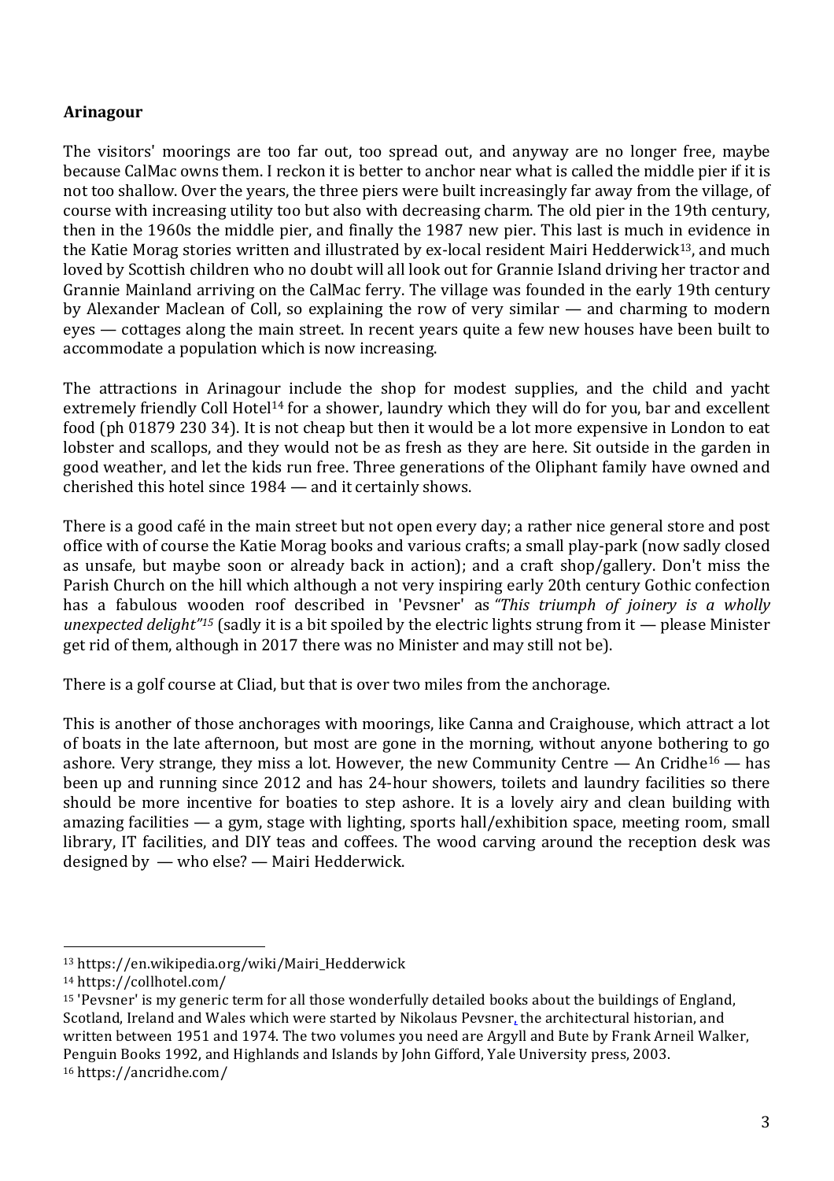**Arinagour**

The visitors' moorings are too far out, too spread out, and anyway are no longer free, maybe because CalMac owns them. I reckon it is better to anchor near what is called the middle pier if it is not too shallow. Over the years, the three piers were built increasingly far away from the village, of course with increasing utility too but also with decreasing charm. The old pier in the 19th century, then in the 1960s the middle pier, and finally the 1987 new pier. This last is much in evidence in the Katie Morag stories written and illustrated by ex-local resident Mairi Hedderwick[13], and much loved by Scottish children who no doubt will all look out for Grannie Island driving her tractor and Grannie Mainland arriving on the CalMac ferry. The village was founded in the early 19th century by Alexander Maclean of Coll, so explaining the row of very similar — and charming to modern eyes — cottages along the main street. In recent years quite a few new houses have been built to accommodate a population which is now increasing.

The attractions in Arinagour include the shop for modest supplies, and the child and yacht extremely friendly Coll Hotel[14] for a shower, laundry which they will do for you, bar and excellent food (ph 01879 230 34). It is not cheap but then it would be a lot more expensive in London to eat lobster and scallops, and they would not be as fresh as they are here. Sit outside in the garden in good weather, and let the kids run free. Three generations of the Oliphant family have owned and cherished this hotel since 1984 — and it certainly shows.

There is a good café in the main street but not open every day; a rather nice general store and post office with of course the Katie Morag books and various crafts; a small play-park (now sadly closed as unsafe, but maybe soon or already back in action); and a craft shop/gallery. Don't miss the Parish Church on the hill which although a not very inspiring early 20th century Gothic confection has a fabulous wooden roof described in 'Pevsner' as *"This triumph of joinery is a wholly unexpected delight"*[15] (sadly it is a bit spoiled by the electric lights strung from it — please Minister get rid of them, although in 2017 there was no Minister and may still not be).

There is a golf course at Cliad, but that is over two miles from the anchorage.

This is another of those anchorages with moorings, like Canna and Craighouse, which attract a lot of boats in the late afternoon, but most are gone in the morning, without anyone bothering to go ashore. Very strange, they miss a lot. However, the new Community Centre — An Cridhe[16] — has been up and running since 2012 and has 24-hour showers, toilets and laundry facilities so there should be more incentive for boaties to step ashore. It is a lovely airy and clean building with amazing facilities — a gym, stage with lighting, sports hall/exhibition space, meeting room, small library, IT facilities, and DIY teas and coffees. The wood carving around the reception desk was designed by — who else? — Mairi Hedderwick.

---

[13] https://en.wikipedia.org/wiki/Mairi_Hedderwick

[14] https://collhotel.com/

[15] 'Pevsner' is my generic term for all those wonderfully detailed books about the buildings of England, Scotland, Ireland and Wales which were started by Nikolaus Pevsner, the architectural historian, and written between 1951 and 1974. The two volumes you need are Argyll and Bute by Frank Arneil Walker, Penguin Books 1992, and Highlands and Islands by John Gifford, Yale University press, 2003.

[16] https://ancridhe.com/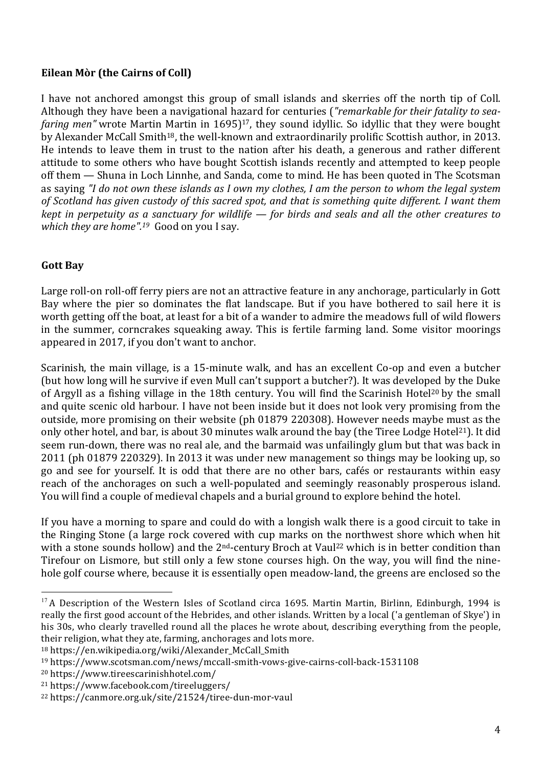**Eilean Mòr (the Cairns of Coll)**

I have not anchored amongst this group of small islands and skerries off the north tip of Coll. Although they have been a navigational hazard for centuries (*"remarkable for their fatality to sea-faring men"* wrote Martin Martin in 1695)[17], they sound idyllic. So idyllic that they were bought by Alexander McCall Smith[18], the well-known and extraordinarily prolific Scottish author, in 2013. He intends to leave them in trust to the nation after his death, a generous and rather different attitude to some others who have bought Scottish islands recently and attempted to keep people off them — Shuna in Loch Linnhe, and Sanda, come to mind. He has been quoted in The Scotsman as saying *"I do not own these islands as I own my clothes, I am the person to whom the legal system of Scotland has given custody of this sacred spot, and that is something quite different. I want them kept in perpetuity as a sanctuary for wildlife — for birds and seals and all the other creatures to which they are home".*[19] Good on you I say.

**Gott Bay**

Large roll-on roll-off ferry piers are not an attractive feature in any anchorage, particularly in Gott Bay where the pier so dominates the flat landscape. But if you have bothered to sail here it is worth getting off the boat, at least for a bit of a wander to admire the meadows full of wild flowers in the summer, corncrakes squeaking away. This is fertile farming land. Some visitor moorings appeared in 2017, if you don't want to anchor.

Scarinish, the main village, is a 15-minute walk, and has an excellent Co-op and even a butcher (but how long will he survive if even Mull can't support a butcher?). It was developed by the Duke of Argyll as a fishing village in the 18th century. You will find the Scarinish Hotel[20] by the small and quite scenic old harbour. I have not been inside but it does not look very promising from the outside, more promising on their website (ph 01879 220308). However needs maybe must as the only other hotel, and bar, is about 30 minutes walk around the bay (the Tiree Lodge Hotel[21]). It did seem run-down, there was no real ale, and the barmaid was unfailingly glum but that was back in 2011 (ph 01879 220329). In 2013 it was under new management so things may be looking up, so go and see for yourself. It is odd that there are no other bars, cafés or restaurants within easy reach of the anchorages on such a well-populated and seemingly reasonably prosperous island. You will find a couple of medieval chapels and a burial ground to explore behind the hotel.

If you have a morning to spare and could do with a longish walk there is a good circuit to take in the Ringing Stone (a large rock covered with cup marks on the northwest shore which when hit with a stone sounds hollow) and the 2nd-century Broch at Vaul[22] which is in better condition than Tirefour on Lismore, but still only a few stone courses high. On the way, you will find the nine-hole golf course where, because it is essentially open meadow-land, the greens are enclosed so the

---

[17] A Description of the Western Isles of Scotland circa 1695. Martin Martin, Birlinn, Edinburgh, 1994 is really the first good account of the Hebrides, and other islands. Written by a local ('a gentleman of Skye') in his 30s, who clearly travelled round all the places he wrote about, describing everything from the people, their religion, what they ate, farming, anchorages and lots more.

[18] https://en.wikipedia.org/wiki/Alexander_McCall_Smith

[19] https://www.scotsman.com/news/mccall-smith-vows-give-cairns-coll-back-1531108

[20] https://www.tireescarinishhotel.com/

[21] https://www.facebook.com/tireeluggers/

[22] https://canmore.org.uk/site/21524/tiree-dun-mor-vaul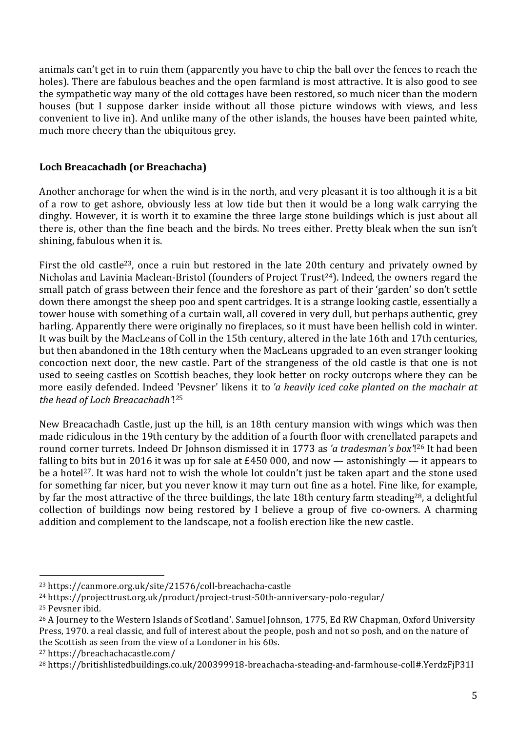animals can't get in to ruin them (apparently you have to chip the ball over the fences to reach the holes). There are fabulous beaches and the open farmland is most attractive. It is also good to see the sympathetic way many of the old cottages have been restored, so much nicer than the modern houses (but I suppose darker inside without all those picture windows with views, and less convenient to live in). And unlike many of the other islands, the houses have been painted white, much more cheery than the ubiquitous grey.

### Loch Breacachadh (or Breachacha)

Another anchorage for when the wind is in the north, and very pleasant it is too although it is a bit of a row to get ashore, obviously less at low tide but then it would be a long walk carrying the dinghy. However, it is worth it to examine the three large stone buildings which is just about all there is, other than the fine beach and the birds. No trees either. Pretty bleak when the sun isn't shining, fabulous when it is.

First the old castle[23], once a ruin but restored in the late 20th century and privately owned by Nicholas and Lavinia Maclean-Bristol (founders of Project Trust[24]). Indeed, the owners regard the small patch of grass between their fence and the foreshore as part of their 'garden' so don't settle down there amongst the sheep poo and spent cartridges. It is a strange looking castle, essentially a tower house with something of a curtain wall, all covered in very dull, but perhaps authentic, grey harling. Apparently there were originally no fireplaces, so it must have been hellish cold in winter. It was built by the MacLeans of Coll in the 15th century, altered in the late 16th and 17th centuries, but then abandoned in the 18th century when the MacLeans upgraded to an even stranger looking concoction next door, the new castle. Part of the strangeness of the old castle is that one is not used to seeing castles on Scottish beaches, they look better on rocky outcrops where they can be more easily defended. Indeed 'Pevsner' likens it to *'a heavily iced cake planted on the machair at the head of Loch Breacachadh'*![25]

New Breacachadh Castle, just up the hill, is an 18th century mansion with wings which was then made ridiculous in the 19th century by the addition of a fourth floor with crenellated parapets and round corner turrets. Indeed Dr Johnson dismissed it in 1773 as *'a tradesman's box'*![26] It had been falling to bits but in 2016 it was up for sale at £450 000, and now — astonishingly — it appears to be a hotel[27]. It was hard not to wish the whole lot couldn't just be taken apart and the stone used for something far nicer, but you never know it may turn out fine as a hotel. Fine like, for example, by far the most attractive of the three buildings, the late 18th century farm steading[28], a delightful collection of buildings now being restored by I believe a group of five co-owners. A charming addition and complement to the landscape, not a foolish erection like the new castle.

---

[23] https://canmore.org.uk/site/21576/coll-breachacha-castle

[24] https://projecttrust.org.uk/product/project-trust-50th-anniversary-polo-regular/

[25] Pevsner ibid.

[26] A Journey to the Western Islands of Scotland'. Samuel Johnson, 1775, Ed RW Chapman, Oxford University Press, 1970. a real classic, and full of interest about the people, posh and not so posh, and on the nature of the Scottish as seen from the view of a Londoner in his 60s.

[27] https://breachachacastle.com/

[28] https://britishlistedbuildings.co.uk/200399918-breachacha-steading-and-farmhouse-coll#.YerdzFjP31I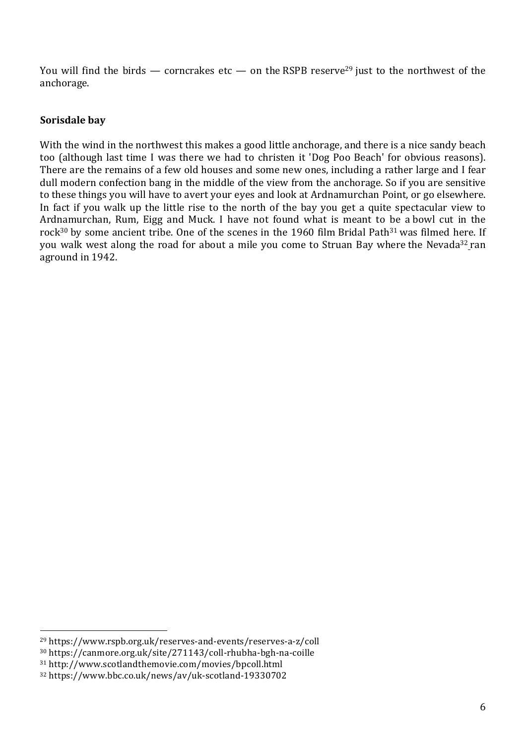You will find the birds — corncrakes etc — on the RSPB reserve[29] just to the northwest of the anchorage.

### Sorisdale bay

With the wind in the northwest this makes a good little anchorage, and there is a nice sandy beach too (although last time I was there we had to christen it 'Dog Poo Beach' for obvious reasons). There are the remains of a few old houses and some new ones, including a rather large and I fear dull modern confection bang in the middle of the view from the anchorage. So if you are sensitive to these things you will have to avert your eyes and look at Ardnamurchan Point, or go elsewhere. In fact if you walk up the little rise to the north of the bay you get a quite spectacular view to Ardnamurchan, Rum, Eigg and Muck. I have not found what is meant to be a bowl cut in the rock[30] by some ancient tribe. One of the scenes in the 1960 film Bridal Path[31] was filmed here. If you walk west along the road for about a mile you come to Struan Bay where the Nevada[32] ran aground in 1942.

---

[29] https://www.rspb.org.uk/reserves-and-events/reserves-a-z/coll

[30] https://canmore.org.uk/site/271143/coll-rhubha-bgh-na-coille

[31] http://www.scotlandthemovie.com/movies/bpcoll.html

[32] https://www.bbc.co.uk/news/av/uk-scotland-19330702